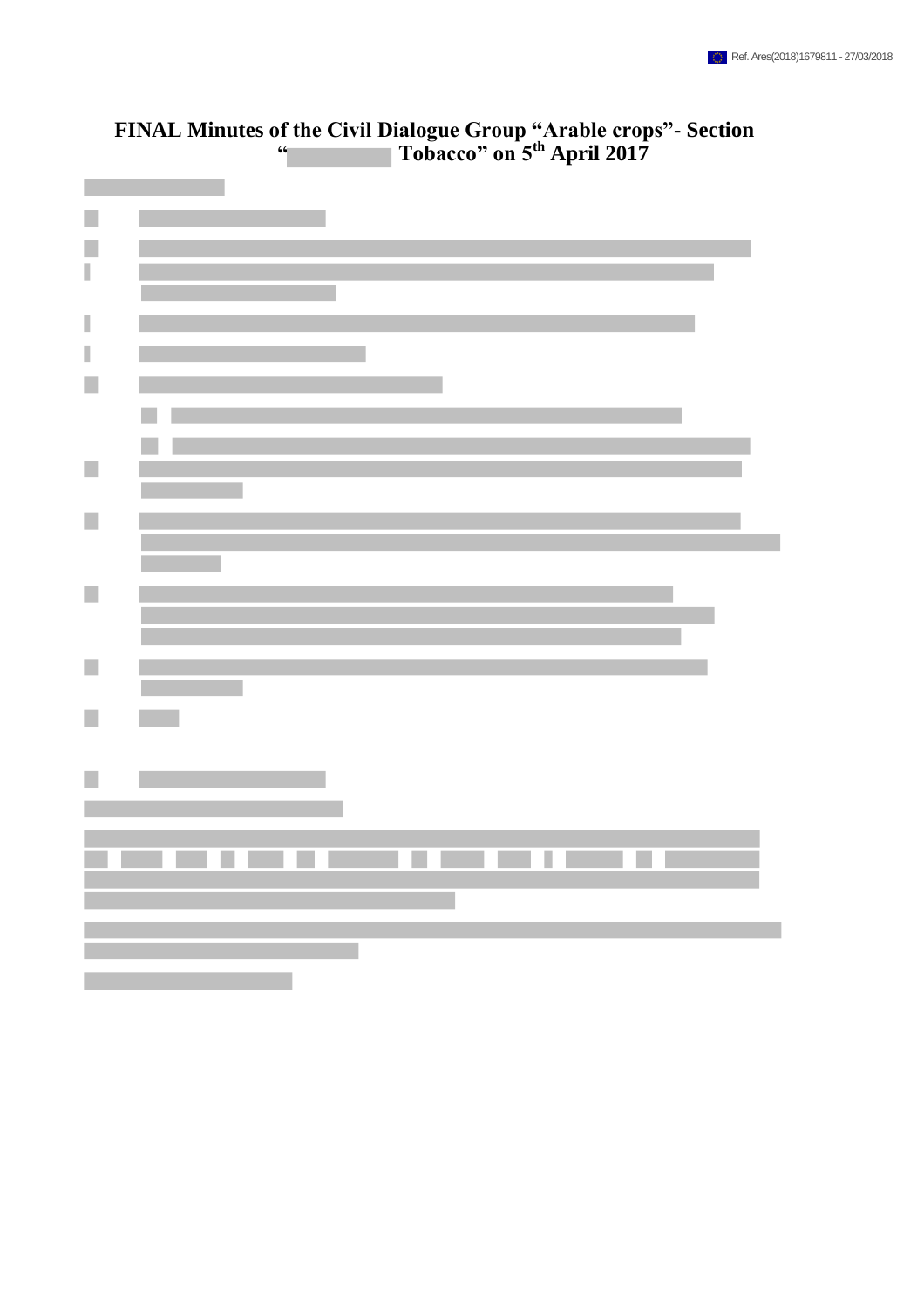# FINAL Minutes of the Civil Dialogue Group "Arable crops"- Section " Tobacco" on 5th April 2017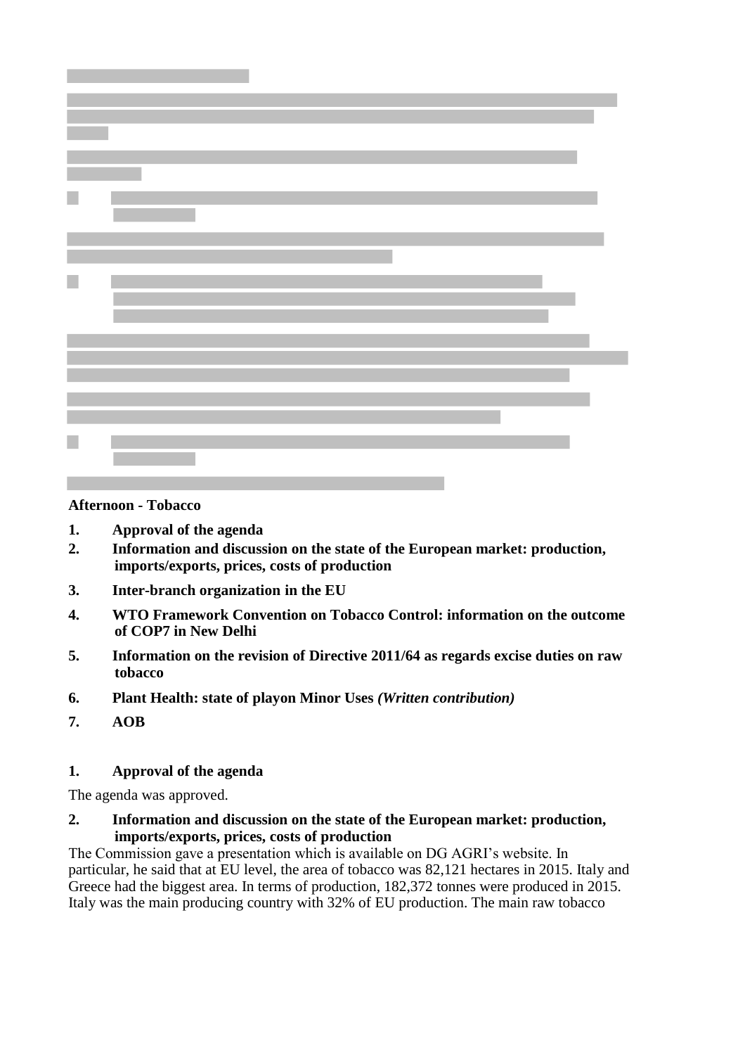**Afternoon - Tobacco**

1. **Approval of the agenda**
2. **Information and discussion on the state of the European market: production, imports/exports, prices, costs of production**
3. **Inter-branch organization in the EU**
4. **WTO Framework Convention on Tobacco Control: information on the outcome of COP7 in New Delhi**
5. **Information on the revision of Directive 2011/64 as regards excise duties on raw tobacco**
6. **Plant Health: state of playon Minor Uses** ***(Written contribution)***
7. **AOB**

### 1. Approval of the agenda

The agenda was approved.

### 2. Information and discussion on the state of the European market: production, imports/exports, prices, costs of production

The Commission gave a presentation which is available on DG AGRI's website. In particular, he said that at EU level, the area of tobacco was 82,121 hectares in 2015. Italy and Greece had the biggest area. In terms of production, 182,372 tonnes were produced in 2015. Italy was the main producing country with 32% of EU production. The main raw tobacco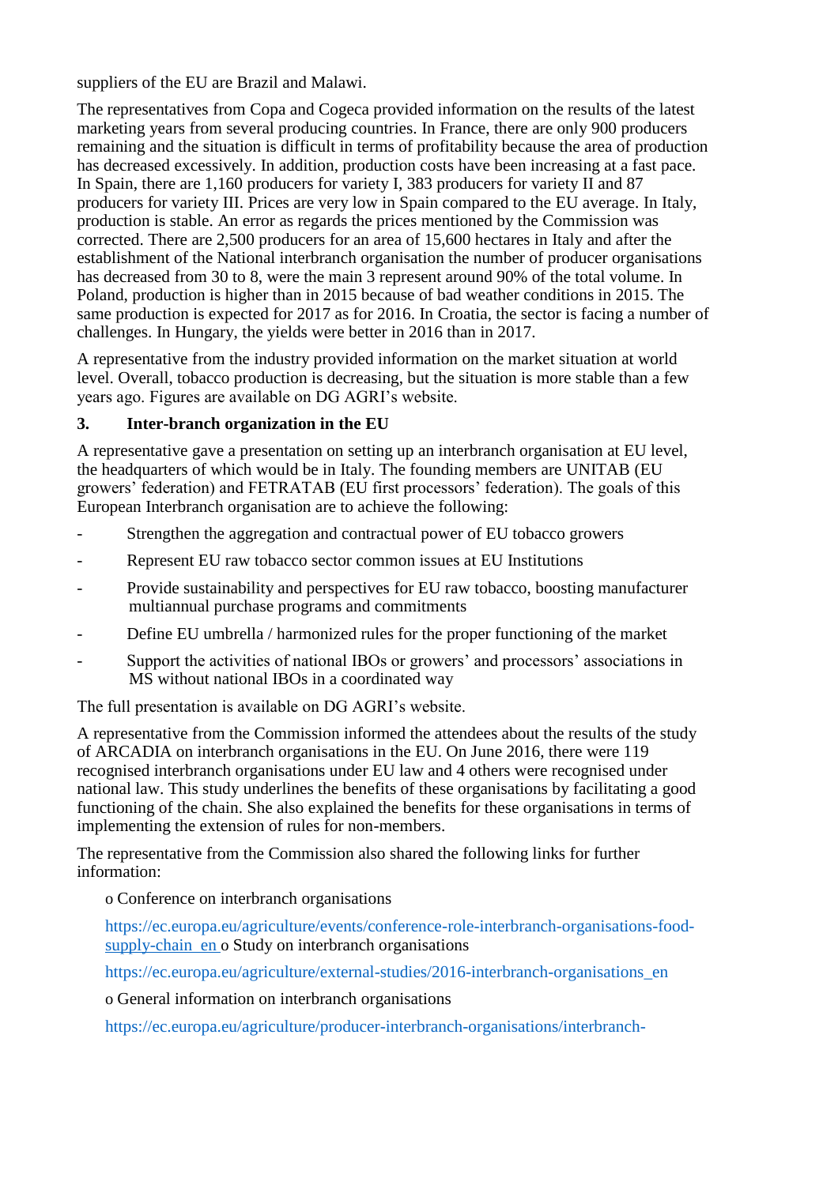suppliers of the EU are Brazil and Malawi.

The representatives from Copa and Cogeca provided information on the results of the latest marketing years from several producing countries. In France, there are only 900 producers remaining and the situation is difficult in terms of profitability because the area of production has decreased excessively. In addition, production costs have been increasing at a fast pace. In Spain, there are 1,160 producers for variety I, 383 producers for variety II and 87 producers for variety III. Prices are very low in Spain compared to the EU average. In Italy, production is stable. An error as regards the prices mentioned by the Commission was corrected. There are 2,500 producers for an area of 15,600 hectares in Italy and after the establishment of the National interbranch organisation the number of producer organisations has decreased from 30 to 8, were the main 3 represent around 90% of the total volume. In Poland, production is higher than in 2015 because of bad weather conditions in 2015. The same production is expected for 2017 as for 2016. In Croatia, the sector is facing a number of challenges. In Hungary, the yields were better in 2016 than in 2017.

A representative from the industry provided information on the market situation at world level. Overall, tobacco production is decreasing, but the situation is more stable than a few years ago. Figures are available on DG AGRI's website.

## 3. Inter-branch organization in the EU

A representative gave a presentation on setting up an interbranch organisation at EU level, the headquarters of which would be in Italy. The founding members are UNITAB (EU growers' federation) and FETRATAB (EU first processors' federation). The goals of this European Interbranch organisation are to achieve the following:

- Strengthen the aggregation and contractual power of EU tobacco growers
- Represent EU raw tobacco sector common issues at EU Institutions
- Provide sustainability and perspectives for EU raw tobacco, boosting manufacturer multiannual purchase programs and commitments
- Define EU umbrella / harmonized rules for the proper functioning of the market
- Support the activities of national IBOs or growers' and processors' associations in MS without national IBOs in a coordinated way

The full presentation is available on DG AGRI's website.

A representative from the Commission informed the attendees about the results of the study of ARCADIA on interbranch organisations in the EU. On June 2016, there were 119 recognised interbranch organisations under EU law and 4 others were recognised under national law. This study underlines the benefits of these organisations by facilitating a good functioning of the chain. She also explained the benefits for these organisations in terms of implementing the extension of rules for non-members.

The representative from the Commission also shared the following links for further information:

o Conference on interbranch organisations

https://ec.europa.eu/agriculture/events/conference-role-interbranch-organisations-food-supply-chain_en o Study on interbranch organisations

https://ec.europa.eu/agriculture/external-studies/2016-interbranch-organisations_en

o General information on interbranch organisations

https://ec.europa.eu/agriculture/producer-interbranch-organisations/interbranch-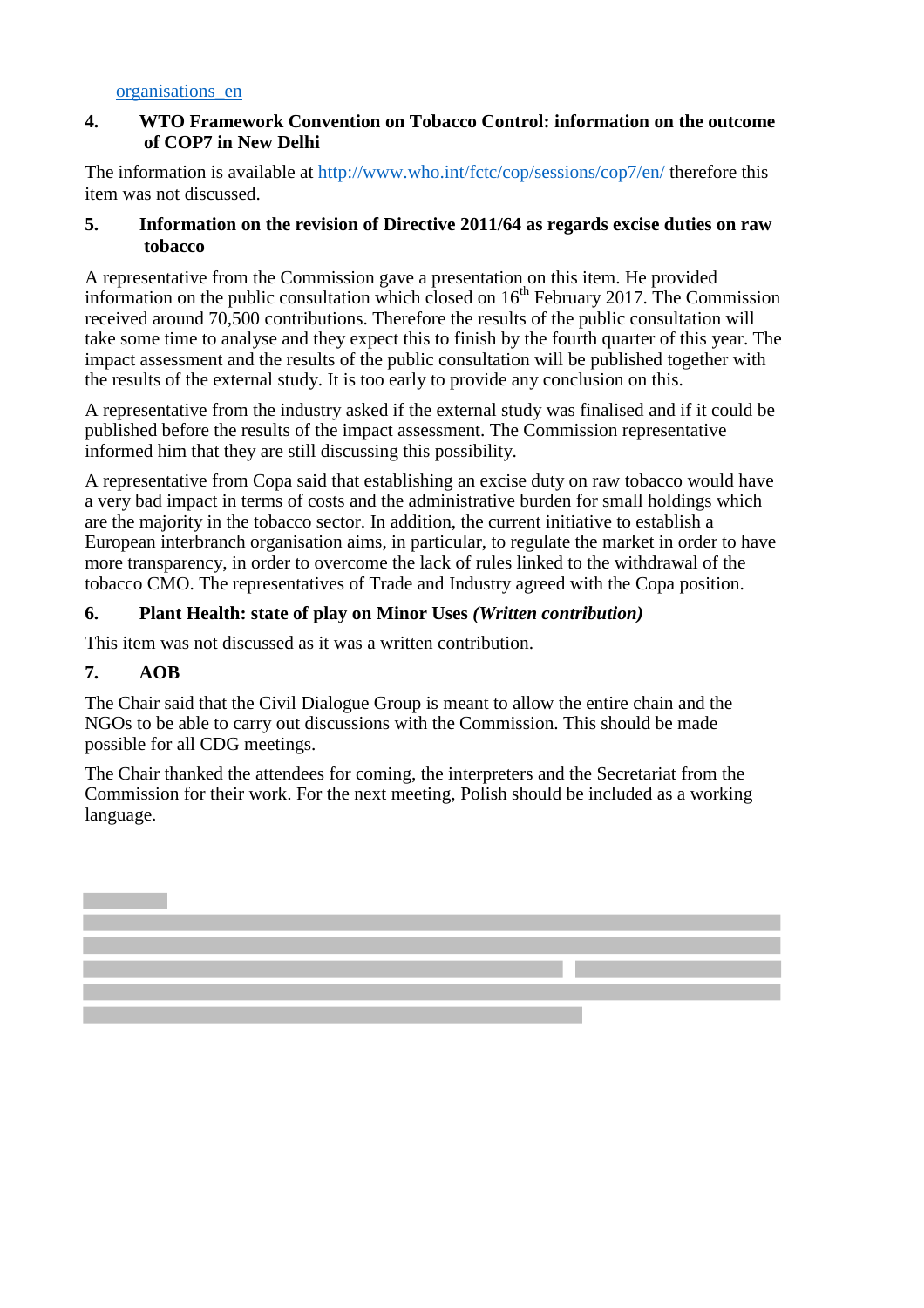organisations_en

## 4. WTO Framework Convention on Tobacco Control: information on the outcome of COP7 in New Delhi

The information is available at http://www.who.int/fctc/cop/sessions/cop7/en/ therefore this item was not discussed.

## 5. Information on the revision of Directive 2011/64 as regards excise duties on raw tobacco

A representative from the Commission gave a presentation on this item. He provided information on the public consultation which closed on 16th February 2017. The Commission received around 70,500 contributions. Therefore the results of the public consultation will take some time to analyse and they expect this to finish by the fourth quarter of this year. The impact assessment and the results of the public consultation will be published together with the results of the external study. It is too early to provide any conclusion on this.

A representative from the industry asked if the external study was finalised and if it could be published before the results of the impact assessment. The Commission representative informed him that they are still discussing this possibility.

A representative from Copa said that establishing an excise duty on raw tobacco would have a very bad impact in terms of costs and the administrative burden for small holdings which are the majority in the tobacco sector. In addition, the current initiative to establish a European interbranch organisation aims, in particular, to regulate the market in order to have more transparency, in order to overcome the lack of rules linked to the withdrawal of the tobacco CMO. The representatives of Trade and Industry agreed with the Copa position.

## 6. Plant Health: state of play on Minor Uses *(Written contribution)*

This item was not discussed as it was a written contribution.

## 7. AOB

The Chair said that the Civil Dialogue Group is meant to allow the entire chain and the NGOs to be able to carry out discussions with the Commission. This should be made possible for all CDG meetings.

The Chair thanked the attendees for coming, the interpreters and the Secretariat from the Commission for their work. For the next meeting, Polish should be included as a working language.